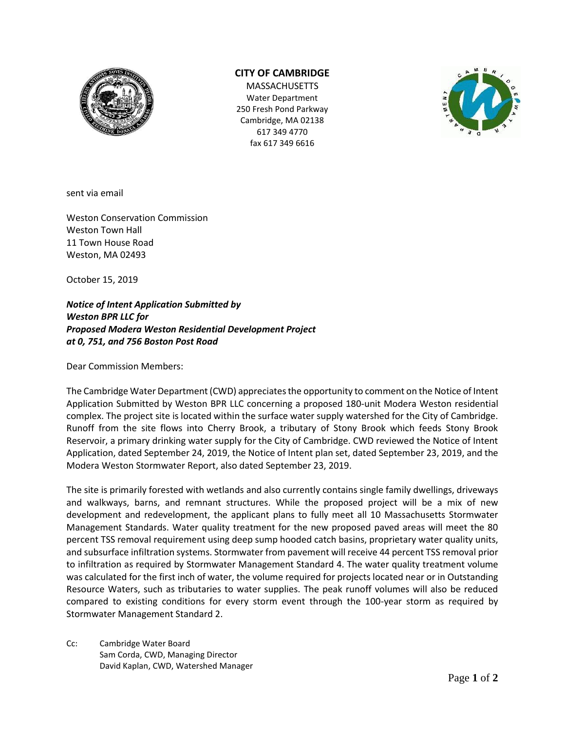**CITY OF CAMBRIDGE**
MASSACHUSETTS
Water Department
250 Fresh Pond Parkway
Cambridge, MA 02138
617 349 4770
fax 617 349 6616

sent via email

Weston Conservation Commission
Weston Town Hall
11 Town House Road
Weston, MA 02493

October 15, 2019

***Notice of Intent Application Submitted by***
***Weston BPR LLC for***
***Proposed Modera Weston Residential Development Project***
***at 0, 751, and 756 Boston Post Road***

Dear Commission Members:

The Cambridge Water Department (CWD) appreciates the opportunity to comment on the Notice of Intent Application Submitted by Weston BPR LLC concerning a proposed 180-unit Modera Weston residential complex. The project site is located within the surface water supply watershed for the City of Cambridge. Runoff from the site flows into Cherry Brook, a tributary of Stony Brook which feeds Stony Brook Reservoir, a primary drinking water supply for the City of Cambridge. CWD reviewed the Notice of Intent Application, dated September 24, 2019, the Notice of Intent plan set, dated September 23, 2019, and the Modera Weston Stormwater Report, also dated September 23, 2019.

The site is primarily forested with wetlands and also currently contains single family dwellings, driveways and walkways, barns, and remnant structures. While the proposed project will be a mix of new development and redevelopment, the applicant plans to fully meet all 10 Massachusetts Stormwater Management Standards. Water quality treatment for the new proposed paved areas will meet the 80 percent TSS removal requirement using deep sump hooded catch basins, proprietary water quality units, and subsurface infiltration systems. Stormwater from pavement will receive 44 percent TSS removal prior to infiltration as required by Stormwater Management Standard 4. The water quality treatment volume was calculated for the first inch of water, the volume required for projects located near or in Outstanding Resource Waters, such as tributaries to water supplies. The peak runoff volumes will also be reduced compared to existing conditions for every storm event through the 100-year storm as required by Stormwater Management Standard 2.

Cc: Cambridge Water Board
Sam Corda, CWD, Managing Director
David Kaplan, CWD, Watershed Manager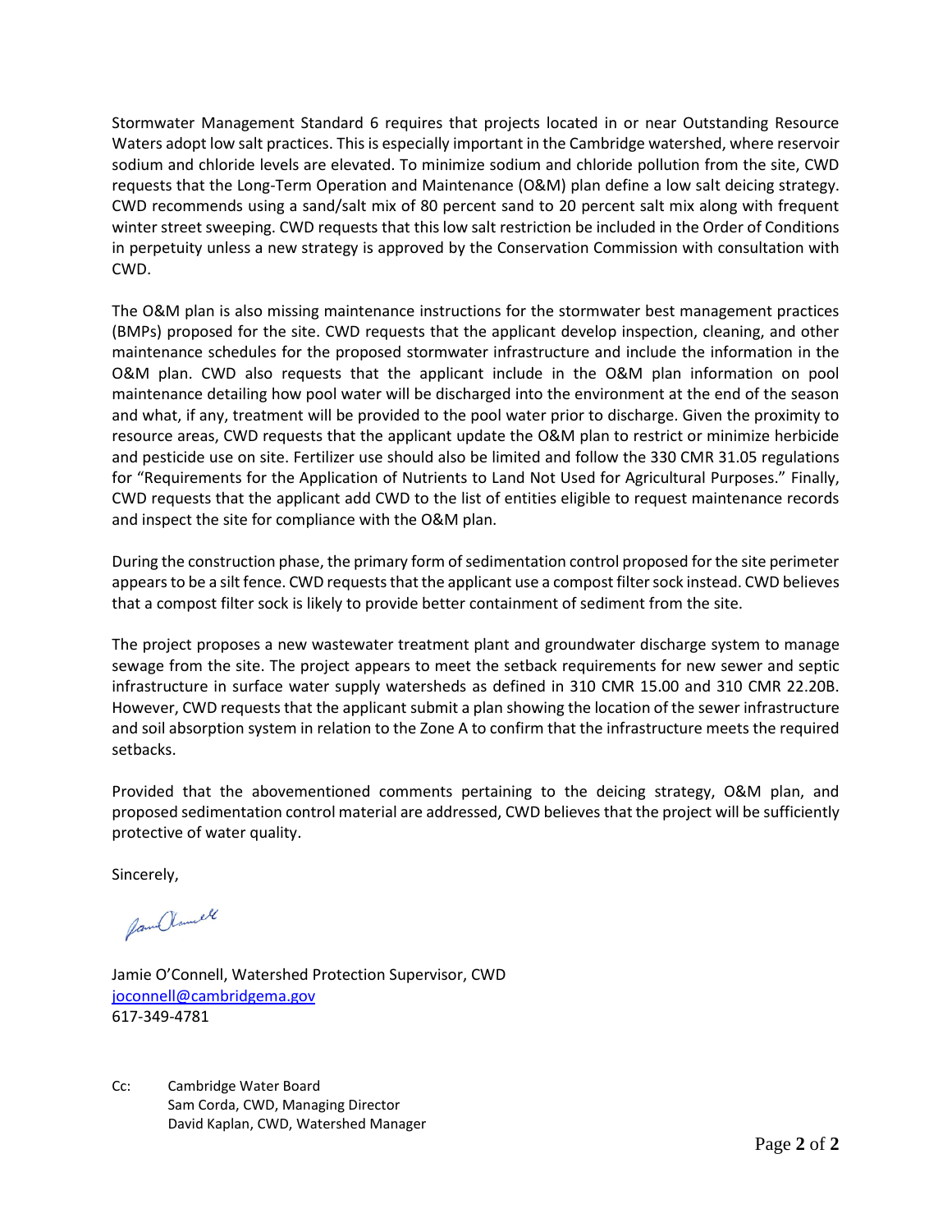Stormwater Management Standard 6 requires that projects located in or near Outstanding Resource Waters adopt low salt practices. This is especially important in the Cambridge watershed, where reservoir sodium and chloride levels are elevated. To minimize sodium and chloride pollution from the site, CWD requests that the Long-Term Operation and Maintenance (O&M) plan define a low salt deicing strategy. CWD recommends using a sand/salt mix of 80 percent sand to 20 percent salt mix along with frequent winter street sweeping. CWD requests that this low salt restriction be included in the Order of Conditions in perpetuity unless a new strategy is approved by the Conservation Commission with consultation with CWD.

The O&M plan is also missing maintenance instructions for the stormwater best management practices (BMPs) proposed for the site. CWD requests that the applicant develop inspection, cleaning, and other maintenance schedules for the proposed stormwater infrastructure and include the information in the O&M plan. CWD also requests that the applicant include in the O&M plan information on pool maintenance detailing how pool water will be discharged into the environment at the end of the season and what, if any, treatment will be provided to the pool water prior to discharge. Given the proximity to resource areas, CWD requests that the applicant update the O&M plan to restrict or minimize herbicide and pesticide use on site. Fertilizer use should also be limited and follow the 330 CMR 31.05 regulations for "Requirements for the Application of Nutrients to Land Not Used for Agricultural Purposes." Finally, CWD requests that the applicant add CWD to the list of entities eligible to request maintenance records and inspect the site for compliance with the O&M plan.

During the construction phase, the primary form of sedimentation control proposed for the site perimeter appears to be a silt fence. CWD requests that the applicant use a compost filter sock instead. CWD believes that a compost filter sock is likely to provide better containment of sediment from the site.

The project proposes a new wastewater treatment plant and groundwater discharge system to manage sewage from the site. The project appears to meet the setback requirements for new sewer and septic infrastructure in surface water supply watersheds as defined in 310 CMR 15.00 and 310 CMR 22.20B. However, CWD requests that the applicant submit a plan showing the location of the sewer infrastructure and soil absorption system in relation to the Zone A to confirm that the infrastructure meets the required setbacks.

Provided that the abovementioned comments pertaining to the deicing strategy, O&M plan, and proposed sedimentation control material are addressed, CWD believes that the project will be sufficiently protective of water quality.

Sincerely,

Jamie O'Connell, Watershed Protection Supervisor, CWD
joconnell@cambridgema.gov
617-349-4781

Cc: Cambridge Water Board
Sam Corda, CWD, Managing Director
David Kaplan, CWD, Watershed Manager